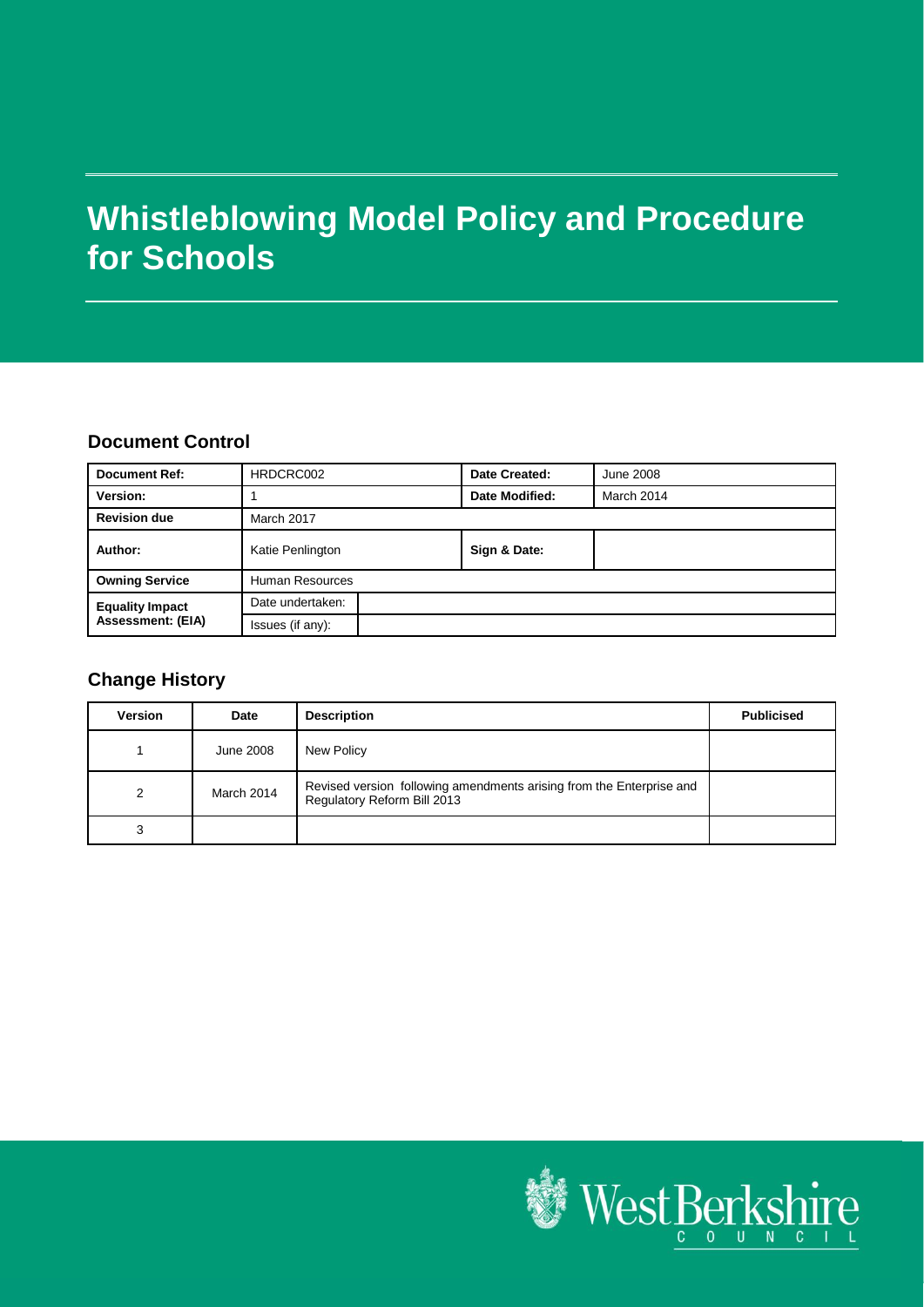# Whistleblowing Model Policy and Procedure for Schools

## Document Control

| **Document Ref:** | HRDCRC002 | | **Date Created:** | June 2008 |
|---|---|---|---|---|
| **Version:** | 1 | | **Date Modified:** | March 2014 |
| **Revision due** | March 2017 | | | |
| **Author:** | Katie Penlington | | **Sign & Date:** | |
| **Owning Service** | Human Resources | | | |
| **Equality Impact Assessment: (EIA)** | Date undertaken: | | | |
| | Issues (if any): | | | |

## Change History

| Version | Date | Description | Publicised |
|---|---|---|---|
| 1 | June 2008 | New Policy | |
| 2 | March 2014 | Revised version following amendments arising from the Enterprise and Regulatory Reform Bill 2013 | |
| 3 | | | |

West Berkshire COUNCIL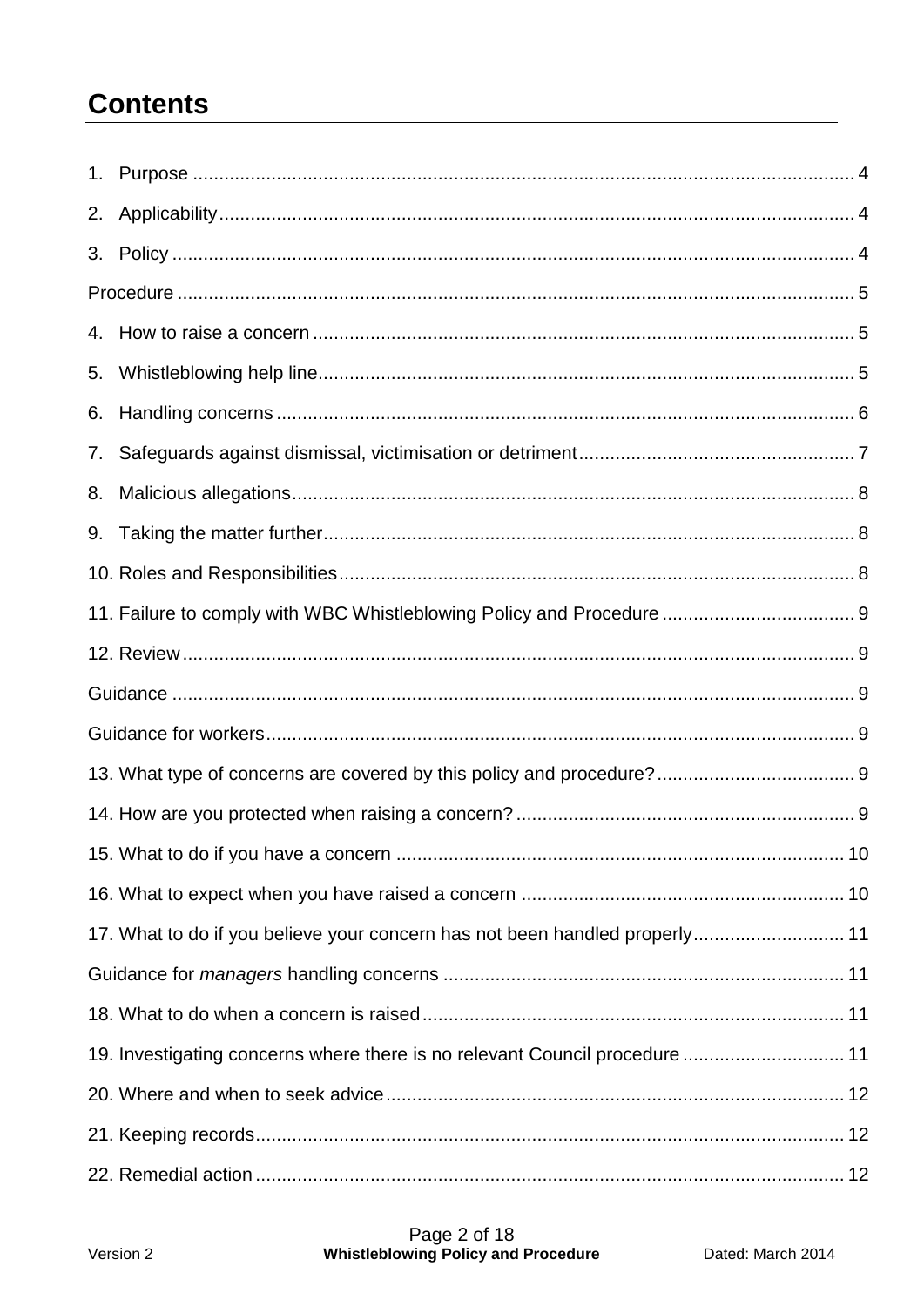# Contents

1. Purpose .......................................................................................................... 4
2. Applicability ..................................................................................................... 4
3. Policy .............................................................................................................. 4

Procedure ............................................................................................................. 5

4. How to raise a concern ................................................................................... 5
5. Whistleblowing help line .................................................................................. 5
6. Handling concerns ........................................................................................... 6
7. Safeguards against dismissal, victimisation or detriment ................................. 7
8. Malicious allegations ....................................................................................... 8
9. Taking the matter further ................................................................................. 8

10. Roles and Responsibilities ............................................................................. 8

11. Failure to comply with WBC Whistleblowing Policy and Procedure ................. 9

12. Review ............................................................................................................ 9

Guidance .............................................................................................................. 9

Guidance for workers ............................................................................................ 9

13. What type of concerns are covered by this policy and procedure? ................. 9

14. How are you protected when raising a concern? ............................................ 9

15. What to do if you have a concern ................................................................. 10

16. What to expect when you have raised a concern .......................................... 10

17. What to do if you believe your concern has not been handled properly ......... 11

Guidance for *managers* handling concerns ........................................................ 11

18. What to do when a concern is raised ............................................................ 11

19. Investigating concerns where there is no relevant Council procedure ............ 11

20. Where and when to seek advice ................................................................... 12

21. Keeping records ............................................................................................ 12

22. Remedial action ............................................................................................. 12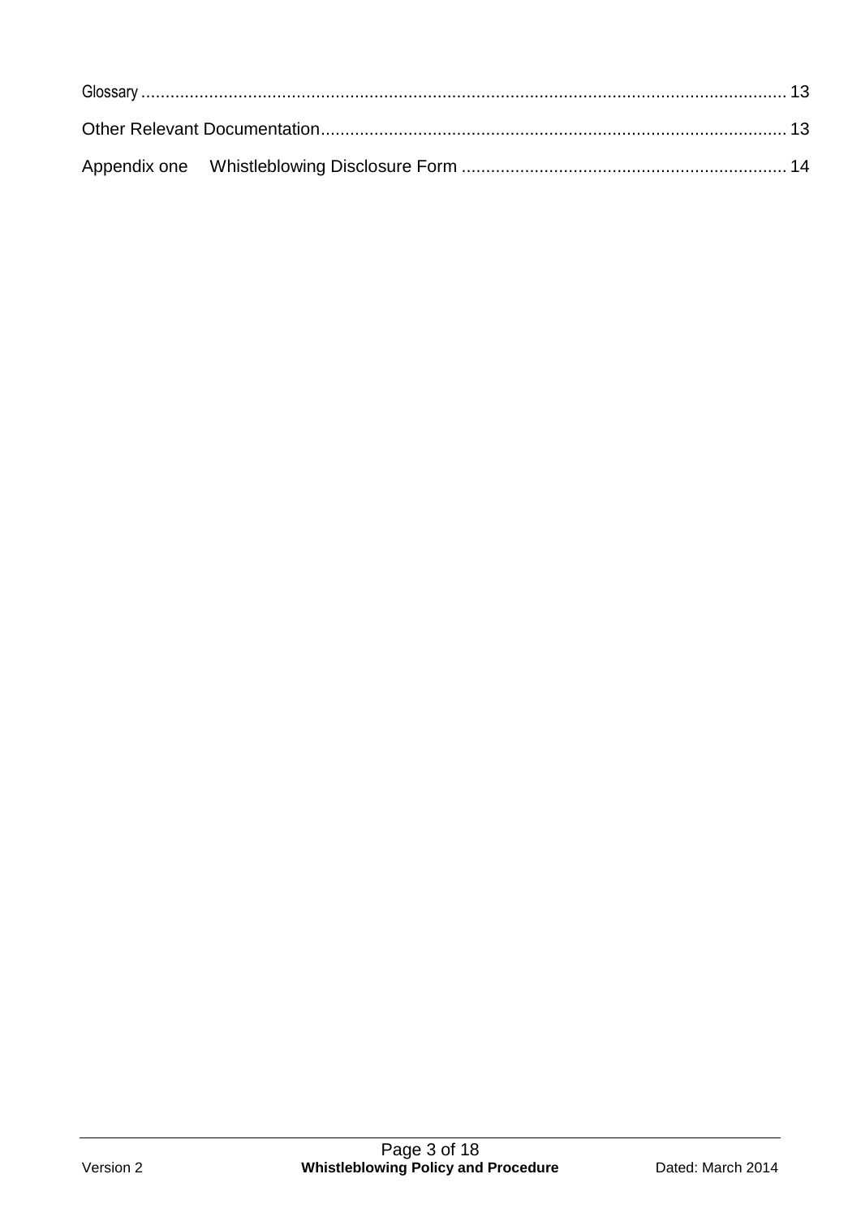Glossary .................................................................................................................................... 13

Other Relevant Documentation............................................................................................... 13

Appendix one     Whistleblowing Disclosure Form ................................................................... 14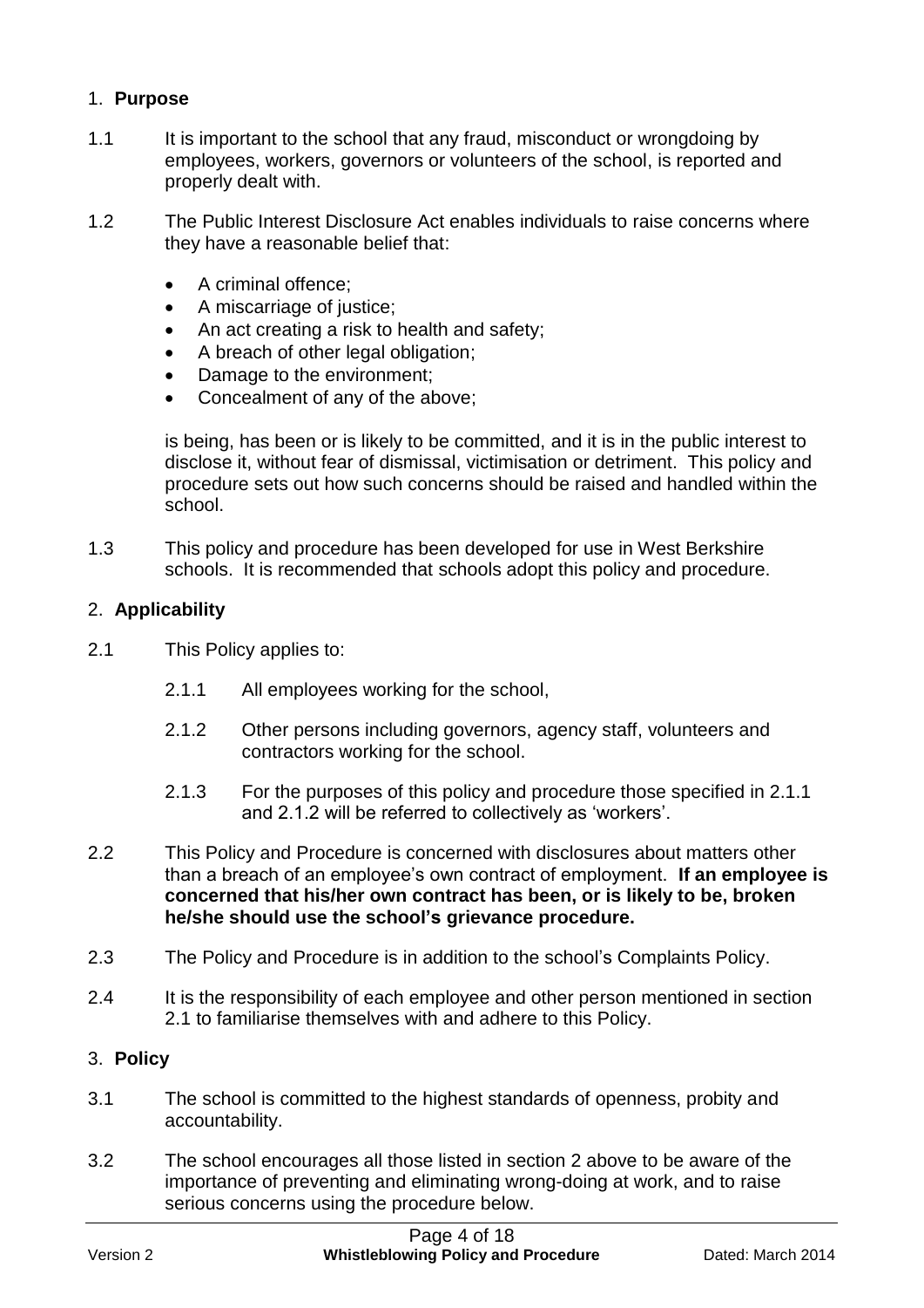## 1. **Purpose**

1.1 It is important to the school that any fraud, misconduct or wrongdoing by employees, workers, governors or volunteers of the school, is reported and properly dealt with.

1.2 The Public Interest Disclosure Act enables individuals to raise concerns where they have a reasonable belief that:

- A criminal offence;
- A miscarriage of justice;
- An act creating a risk to health and safety;
- A breach of other legal obligation;
- Damage to the environment;
- Concealment of any of the above;

is being, has been or is likely to be committed, and it is in the public interest to disclose it, without fear of dismissal, victimisation or detriment. This policy and procedure sets out how such concerns should be raised and handled within the school.

1.3 This policy and procedure has been developed for use in West Berkshire schools. It is recommended that schools adopt this policy and procedure.

## 2. **Applicability**

2.1 This Policy applies to:

2.1.1 All employees working for the school,

2.1.2 Other persons including governors, agency staff, volunteers and contractors working for the school.

2.1.3 For the purposes of this policy and procedure those specified in 2.1.1 and 2.1.2 will be referred to collectively as 'workers'.

2.2 This Policy and Procedure is concerned with disclosures about matters other than a breach of an employee's own contract of employment. **If an employee is concerned that his/her own contract has been, or is likely to be, broken he/she should use the school's grievance procedure.**

2.3 The Policy and Procedure is in addition to the school's Complaints Policy.

2.4 It is the responsibility of each employee and other person mentioned in section 2.1 to familiarise themselves with and adhere to this Policy.

## 3. **Policy**

3.1 The school is committed to the highest standards of openness, probity and accountability.

3.2 The school encourages all those listed in section 2 above to be aware of the importance of preventing and eliminating wrong-doing at work, and to raise serious concerns using the procedure below.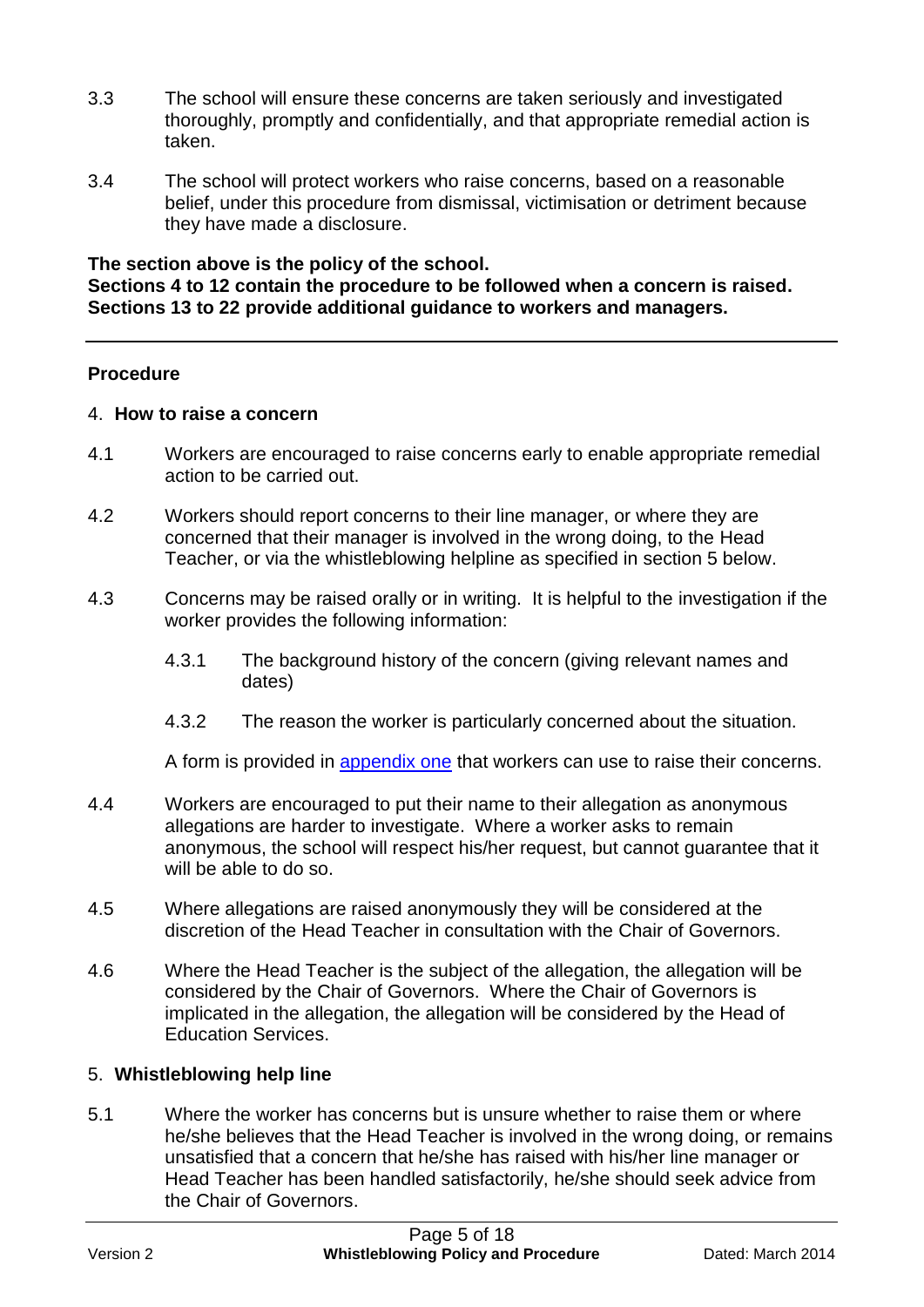3.3 The school will ensure these concerns are taken seriously and investigated thoroughly, promptly and confidentially, and that appropriate remedial action is taken.

3.4 The school will protect workers who raise concerns, based on a reasonable belief, under this procedure from dismissal, victimisation or detriment because they have made a disclosure.

**The section above is the policy of the school.**
**Sections 4 to 12 contain the procedure to be followed when a concern is raised.**
**Sections 13 to 22 provide additional guidance to workers and managers.**

---

## Procedure

### 4. How to raise a concern

4.1 Workers are encouraged to raise concerns early to enable appropriate remedial action to be carried out.

4.2 Workers should report concerns to their line manager, or where they are concerned that their manager is involved in the wrong doing, to the Head Teacher, or via the whistleblowing helpline as specified in section 5 below.

4.3 Concerns may be raised orally or in writing. It is helpful to the investigation if the worker provides the following information:

4.3.1 The background history of the concern (giving relevant names and dates)

4.3.2 The reason the worker is particularly concerned about the situation.

A form is provided in [appendix one] that workers can use to raise their concerns.

4.4 Workers are encouraged to put their name to their allegation as anonymous allegations are harder to investigate. Where a worker asks to remain anonymous, the school will respect his/her request, but cannot guarantee that it will be able to do so.

4.5 Where allegations are raised anonymously they will be considered at the discretion of the Head Teacher in consultation with the Chair of Governors.

4.6 Where the Head Teacher is the subject of the allegation, the allegation will be considered by the Chair of Governors. Where the Chair of Governors is implicated in the allegation, the allegation will be considered by the Head of Education Services.

### 5. Whistleblowing help line

5.1 Where the worker has concerns but is unsure whether to raise them or where he/she believes that the Head Teacher is involved in the wrong doing, or remains unsatisfied that a concern that he/she has raised with his/her line manager or Head Teacher has been handled satisfactorily, he/she should seek advice from the Chair of Governors.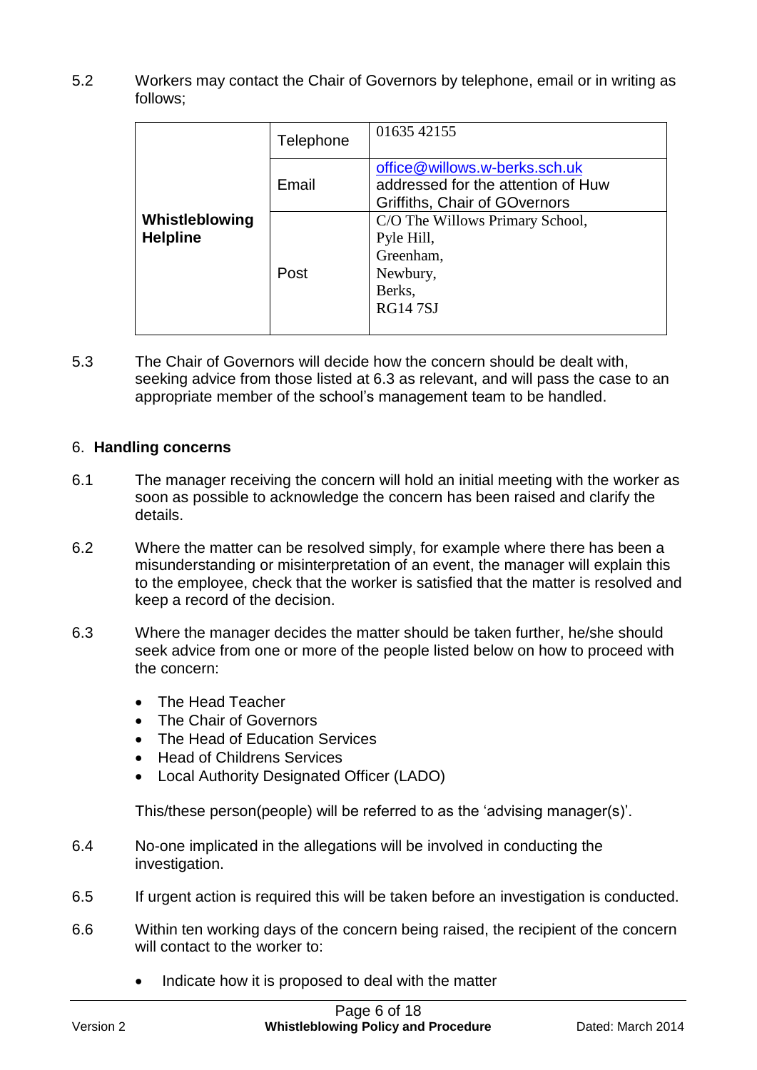5.2 Workers may contact the Chair of Governors by telephone, email or in writing as follows;

| | | |
|---|---|---|
| **Whistleblowing Helpline** | Telephone | 01635 42155 |
| | Email | office@willows.w-berks.sch.uk addressed for the attention of Huw Griffiths, Chair of GOvernors |
| | Post | C/O The Willows Primary School,<br>Pyle Hill,<br>Greenham,<br>Newbury,<br>Berks,<br>RG14 7SJ |

5.3 The Chair of Governors will decide how the concern should be dealt with, seeking advice from those listed at 6.3 as relevant, and will pass the case to an appropriate member of the school's management team to be handled.

## 6. Handling concerns

6.1 The manager receiving the concern will hold an initial meeting with the worker as soon as possible to acknowledge the concern has been raised and clarify the details.

6.2 Where the matter can be resolved simply, for example where there has been a misunderstanding or misinterpretation of an event, the manager will explain this to the employee, check that the worker is satisfied that the matter is resolved and keep a record of the decision.

6.3 Where the manager decides the matter should be taken further, he/she should seek advice from one or more of the people listed below on how to proceed with the concern:

- The Head Teacher
- The Chair of Governors
- The Head of Education Services
- Head of Childrens Services
- Local Authority Designated Officer (LADO)

This/these person(people) will be referred to as the 'advising manager(s)'.

6.4 No-one implicated in the allegations will be involved in conducting the investigation.

6.5 If urgent action is required this will be taken before an investigation is conducted.

6.6 Within ten working days of the concern being raised, the recipient of the concern will contact to the worker to:

- Indicate how it is proposed to deal with the matter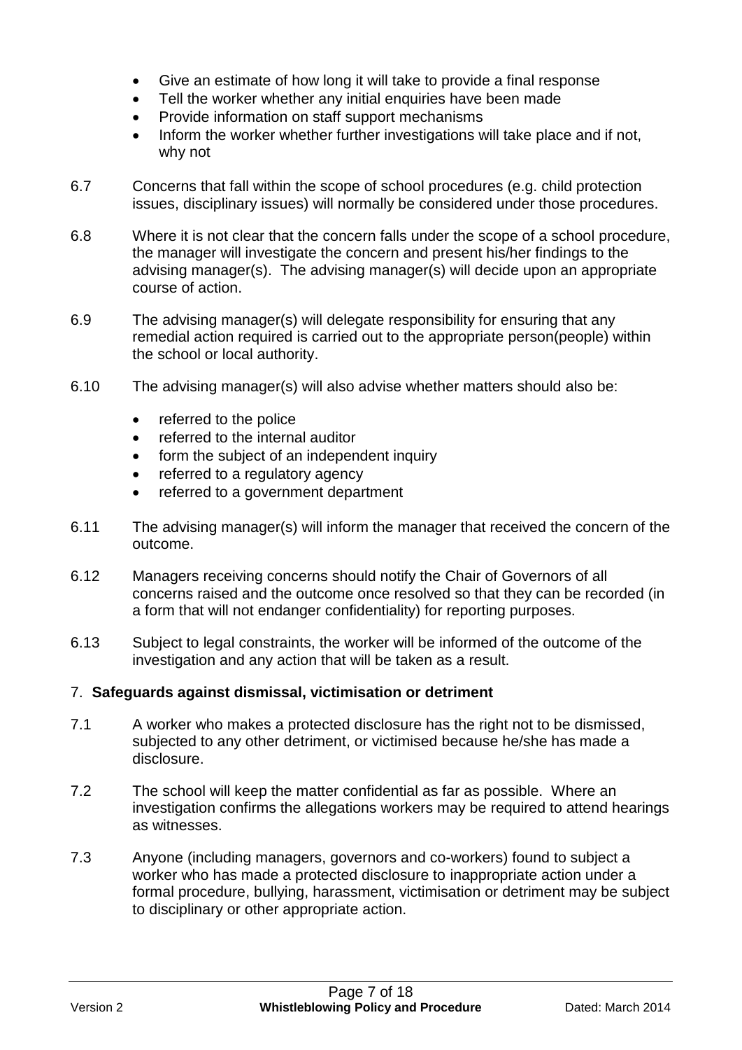- Give an estimate of how long it will take to provide a final response
- Tell the worker whether any initial enquiries have been made
- Provide information on staff support mechanisms
- Inform the worker whether further investigations will take place and if not, why not

6.7 Concerns that fall within the scope of school procedures (e.g. child protection issues, disciplinary issues) will normally be considered under those procedures.

6.8 Where it is not clear that the concern falls under the scope of a school procedure, the manager will investigate the concern and present his/her findings to the advising manager(s). The advising manager(s) will decide upon an appropriate course of action.

6.9 The advising manager(s) will delegate responsibility for ensuring that any remedial action required is carried out to the appropriate person(people) within the school or local authority.

6.10 The advising manager(s) will also advise whether matters should also be:

- referred to the police
- referred to the internal auditor
- form the subject of an independent inquiry
- referred to a regulatory agency
- referred to a government department

6.11 The advising manager(s) will inform the manager that received the concern of the outcome.

6.12 Managers receiving concerns should notify the Chair of Governors of all concerns raised and the outcome once resolved so that they can be recorded (in a form that will not endanger confidentiality) for reporting purposes.

6.13 Subject to legal constraints, the worker will be informed of the outcome of the investigation and any action that will be taken as a result.

## 7. Safeguards against dismissal, victimisation or detriment

7.1 A worker who makes a protected disclosure has the right not to be dismissed, subjected to any other detriment, or victimised because he/she has made a disclosure.

7.2 The school will keep the matter confidential as far as possible. Where an investigation confirms the allegations workers may be required to attend hearings as witnesses.

7.3 Anyone (including managers, governors and co-workers) found to subject a worker who has made a protected disclosure to inappropriate action under a formal procedure, bullying, harassment, victimisation or detriment may be subject to disciplinary or other appropriate action.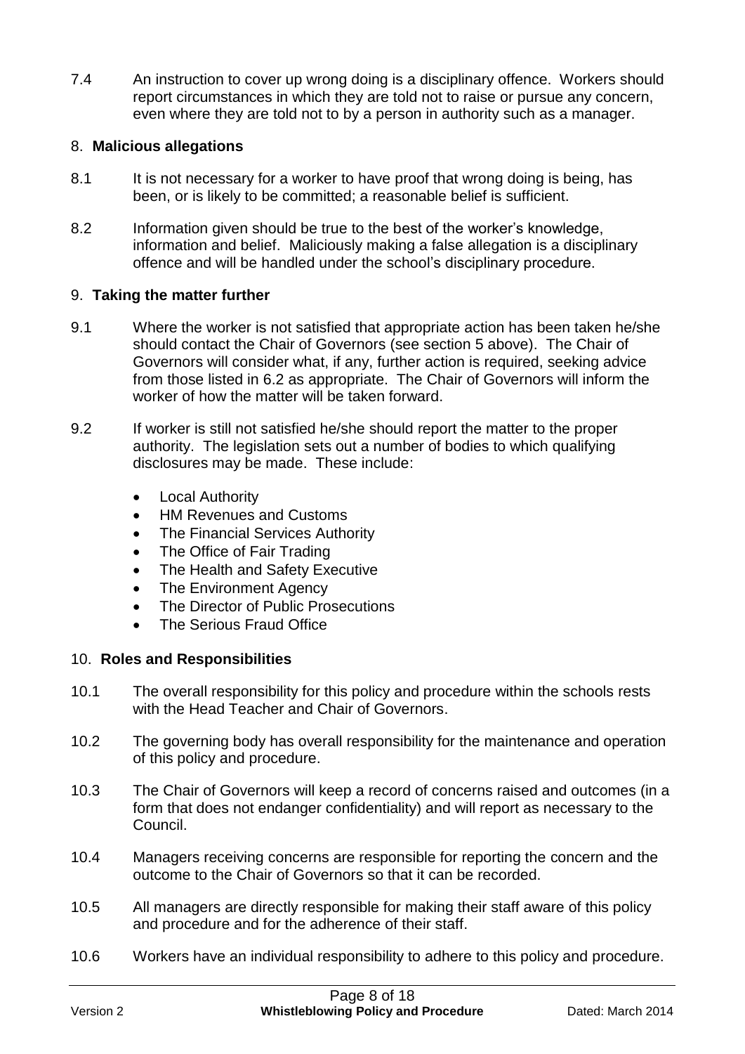7.4 An instruction to cover up wrong doing is a disciplinary offence. Workers should report circumstances in which they are told not to raise or pursue any concern, even where they are told not to by a person in authority such as a manager.

## 8. **Malicious allegations**

8.1 It is not necessary for a worker to have proof that wrong doing is being, has been, or is likely to be committed; a reasonable belief is sufficient.

8.2 Information given should be true to the best of the worker's knowledge, information and belief. Maliciously making a false allegation is a disciplinary offence and will be handled under the school's disciplinary procedure.

## 9. **Taking the matter further**

9.1 Where the worker is not satisfied that appropriate action has been taken he/she should contact the Chair of Governors (see section 5 above). The Chair of Governors will consider what, if any, further action is required, seeking advice from those listed in 6.2 as appropriate. The Chair of Governors will inform the worker of how the matter will be taken forward.

9.2 If worker is still not satisfied he/she should report the matter to the proper authority. The legislation sets out a number of bodies to which qualifying disclosures may be made. These include:

- Local Authority
- HM Revenues and Customs
- The Financial Services Authority
- The Office of Fair Trading
- The Health and Safety Executive
- The Environment Agency
- The Director of Public Prosecutions
- The Serious Fraud Office

## 10. **Roles and Responsibilities**

10.1 The overall responsibility for this policy and procedure within the schools rests with the Head Teacher and Chair of Governors.

10.2 The governing body has overall responsibility for the maintenance and operation of this policy and procedure.

10.3 The Chair of Governors will keep a record of concerns raised and outcomes (in a form that does not endanger confidentiality) and will report as necessary to the Council.

10.4 Managers receiving concerns are responsible for reporting the concern and the outcome to the Chair of Governors so that it can be recorded.

10.5 All managers are directly responsible for making their staff aware of this policy and procedure and for the adherence of their staff.

10.6 Workers have an individual responsibility to adhere to this policy and procedure.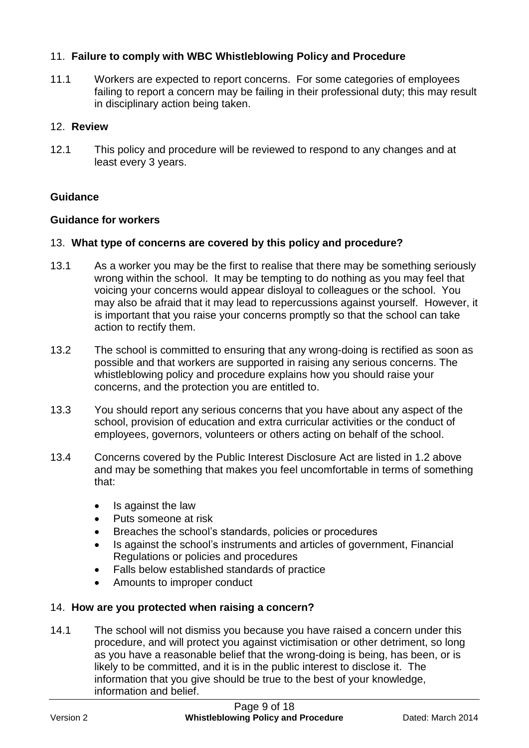## 11. Failure to comply with WBC Whistleblowing Policy and Procedure

11.1 Workers are expected to report concerns. For some categories of employees failing to report a concern may be failing in their professional duty; this may result in disciplinary action being taken.

## 12. Review

12.1 This policy and procedure will be reviewed to respond to any changes and at least every 3 years.

**Guidance**

**Guidance for workers**

## 13. What type of concerns are covered by this policy and procedure?

13.1 As a worker you may be the first to realise that there may be something seriously wrong within the school. It may be tempting to do nothing as you may feel that voicing your concerns would appear disloyal to colleagues or the school. You may also be afraid that it may lead to repercussions against yourself. However, it is important that you raise your concerns promptly so that the school can take action to rectify them.

13.2 The school is committed to ensuring that any wrong-doing is rectified as soon as possible and that workers are supported in raising any serious concerns. The whistleblowing policy and procedure explains how you should raise your concerns, and the protection you are entitled to.

13.3 You should report any serious concerns that you have about any aspect of the school, provision of education and extra curricular activities or the conduct of employees, governors, volunteers or others acting on behalf of the school.

13.4 Concerns covered by the Public Interest Disclosure Act are listed in 1.2 above and may be something that makes you feel uncomfortable in terms of something that:

- Is against the law
- Puts someone at risk
- Breaches the school's standards, policies or procedures
- Is against the school's instruments and articles of government, Financial Regulations or policies and procedures
- Falls below established standards of practice
- Amounts to improper conduct

## 14. How are you protected when raising a concern?

14.1 The school will not dismiss you because you have raised a concern under this procedure, and will protect you against victimisation or other detriment, so long as you have a reasonable belief that the wrong-doing is being, has been, or is likely to be committed, and it is in the public interest to disclose it. The information that you give should be true to the best of your knowledge, information and belief.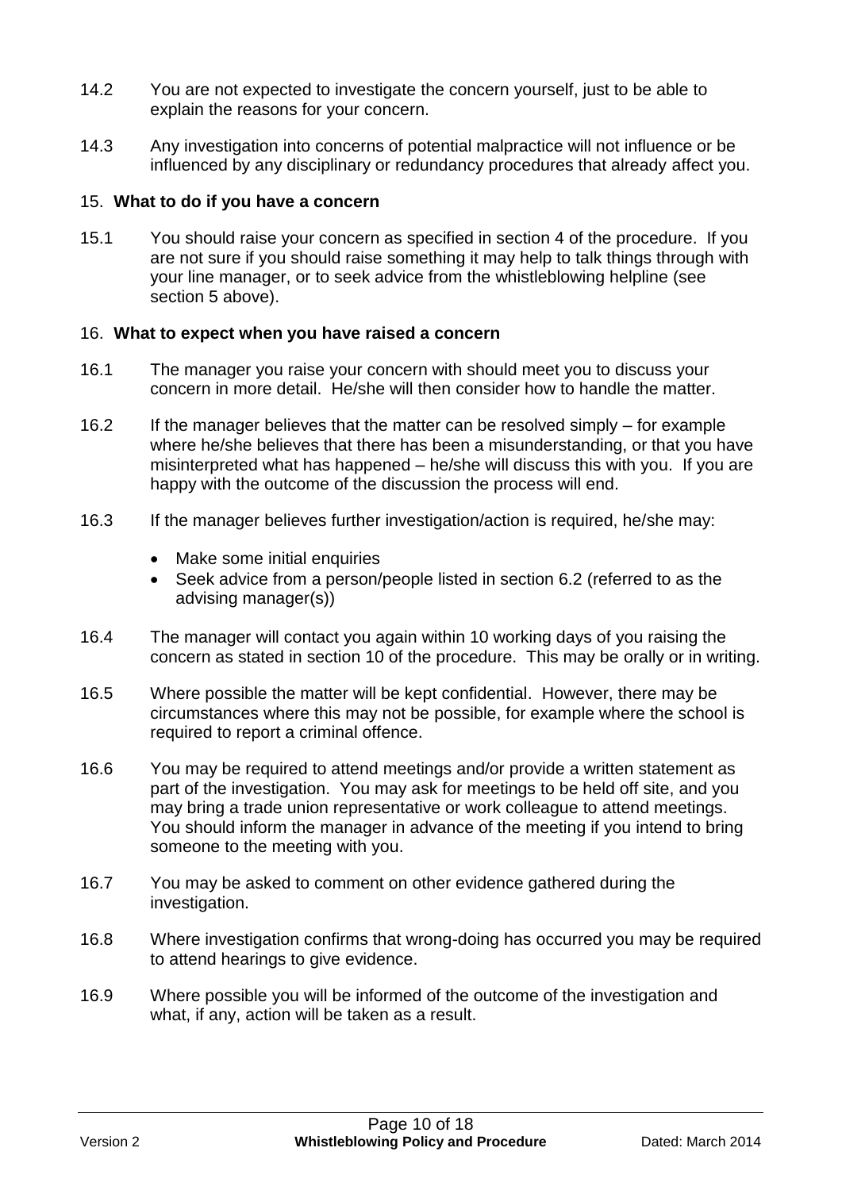14.2 You are not expected to investigate the concern yourself, just to be able to explain the reasons for your concern.

14.3 Any investigation into concerns of potential malpractice will not influence or be influenced by any disciplinary or redundancy procedures that already affect you.

## 15. What to do if you have a concern

15.1 You should raise your concern as specified in section 4 of the procedure. If you are not sure if you should raise something it may help to talk things through with your line manager, or to seek advice from the whistleblowing helpline (see section 5 above).

## 16. What to expect when you have raised a concern

16.1 The manager you raise your concern with should meet you to discuss your concern in more detail. He/she will then consider how to handle the matter.

16.2 If the manager believes that the matter can be resolved simply – for example where he/she believes that there has been a misunderstanding, or that you have misinterpreted what has happened – he/she will discuss this with you. If you are happy with the outcome of the discussion the process will end.

16.3 If the manager believes further investigation/action is required, he/she may:

- Make some initial enquiries
- Seek advice from a person/people listed in section 6.2 (referred to as the advising manager(s))

16.4 The manager will contact you again within 10 working days of you raising the concern as stated in section 10 of the procedure. This may be orally or in writing.

16.5 Where possible the matter will be kept confidential. However, there may be circumstances where this may not be possible, for example where the school is required to report a criminal offence.

16.6 You may be required to attend meetings and/or provide a written statement as part of the investigation. You may ask for meetings to be held off site, and you may bring a trade union representative or work colleague to attend meetings. You should inform the manager in advance of the meeting if you intend to bring someone to the meeting with you.

16.7 You may be asked to comment on other evidence gathered during the investigation.

16.8 Where investigation confirms that wrong-doing has occurred you may be required to attend hearings to give evidence.

16.9 Where possible you will be informed of the outcome of the investigation and what, if any, action will be taken as a result.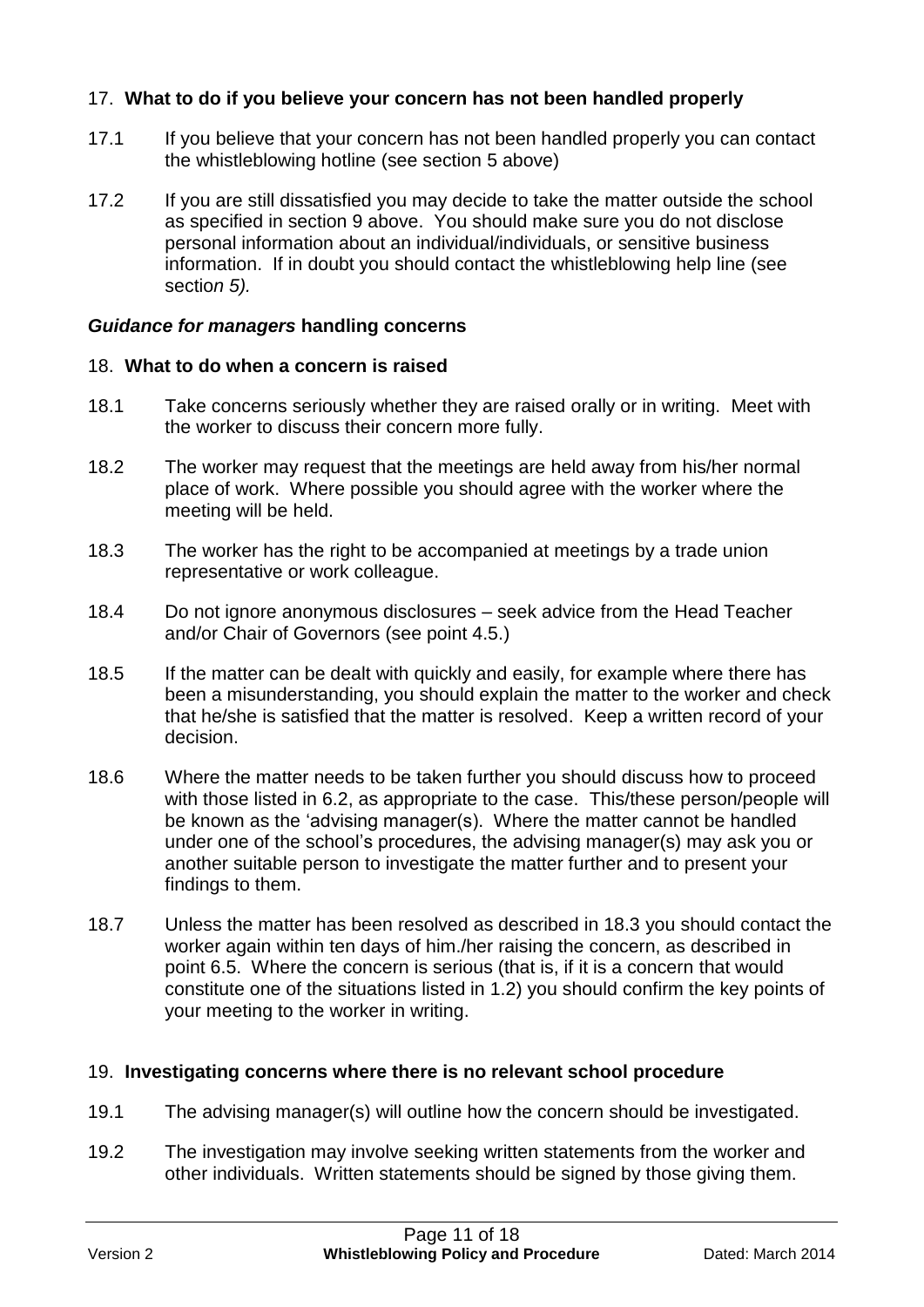## 17. **What to do if you believe your concern has not been handled properly**

17.1 If you believe that your concern has not been handled properly you can contact the whistleblowing hotline (see section 5 above)

17.2 If you are still dissatisfied you may decide to take the matter outside the school as specified in section 9 above. You should make sure you do not disclose personal information about an individual/individuals, or sensitive business information. If in doubt you should contact the whistleblowing help line (see sectio*n 5).*

### ***Guidance for managers*** **handling concerns**

## 18. **What to do when a concern is raised**

18.1 Take concerns seriously whether they are raised orally or in writing. Meet with the worker to discuss their concern more fully.

18.2 The worker may request that the meetings are held away from his/her normal place of work. Where possible you should agree with the worker where the meeting will be held.

18.3 The worker has the right to be accompanied at meetings by a trade union representative or work colleague.

18.4 Do not ignore anonymous disclosures – seek advice from the Head Teacher and/or Chair of Governors (see point 4.5.)

18.5 If the matter can be dealt with quickly and easily, for example where there has been a misunderstanding, you should explain the matter to the worker and check that he/she is satisfied that the matter is resolved. Keep a written record of your decision.

18.6 Where the matter needs to be taken further you should discuss how to proceed with those listed in 6.2, as appropriate to the case. This/these person/people will be known as the 'advising manager(s). Where the matter cannot be handled under one of the school's procedures, the advising manager(s) may ask you or another suitable person to investigate the matter further and to present your findings to them.

18.7 Unless the matter has been resolved as described in 18.3 you should contact the worker again within ten days of him./her raising the concern, as described in point 6.5. Where the concern is serious (that is, if it is a concern that would constitute one of the situations listed in 1.2) you should confirm the key points of your meeting to the worker in writing.

## 19. **Investigating concerns where there is no relevant school procedure**

19.1 The advising manager(s) will outline how the concern should be investigated.

19.2 The investigation may involve seeking written statements from the worker and other individuals. Written statements should be signed by those giving them.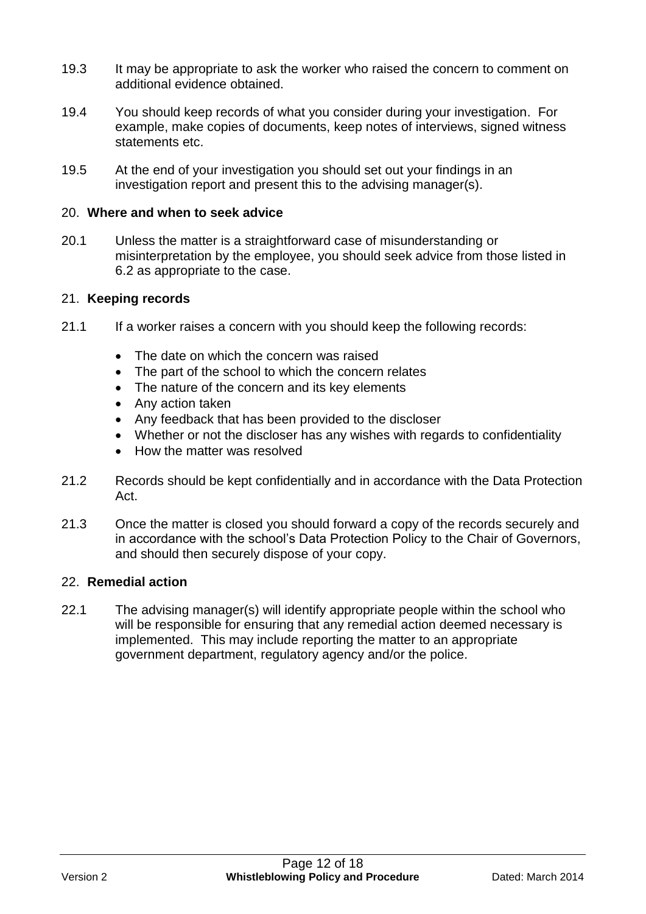19.3 It may be appropriate to ask the worker who raised the concern to comment on additional evidence obtained.

19.4 You should keep records of what you consider during your investigation. For example, make copies of documents, keep notes of interviews, signed witness statements etc.

19.5 At the end of your investigation you should set out your findings in an investigation report and present this to the advising manager(s).

## 20. **Where and when to seek advice**

20.1 Unless the matter is a straightforward case of misunderstanding or misinterpretation by the employee, you should seek advice from those listed in 6.2 as appropriate to the case.

## 21. **Keeping records**

21.1 If a worker raises a concern with you should keep the following records:

- The date on which the concern was raised
- The part of the school to which the concern relates
- The nature of the concern and its key elements
- Any action taken
- Any feedback that has been provided to the discloser
- Whether or not the discloser has any wishes with regards to confidentiality
- How the matter was resolved

21.2 Records should be kept confidentially and in accordance with the Data Protection Act.

21.3 Once the matter is closed you should forward a copy of the records securely and in accordance with the school's Data Protection Policy to the Chair of Governors, and should then securely dispose of your copy.

## 22. **Remedial action**

22.1 The advising manager(s) will identify appropriate people within the school who will be responsible for ensuring that any remedial action deemed necessary is implemented. This may include reporting the matter to an appropriate government department, regulatory agency and/or the police.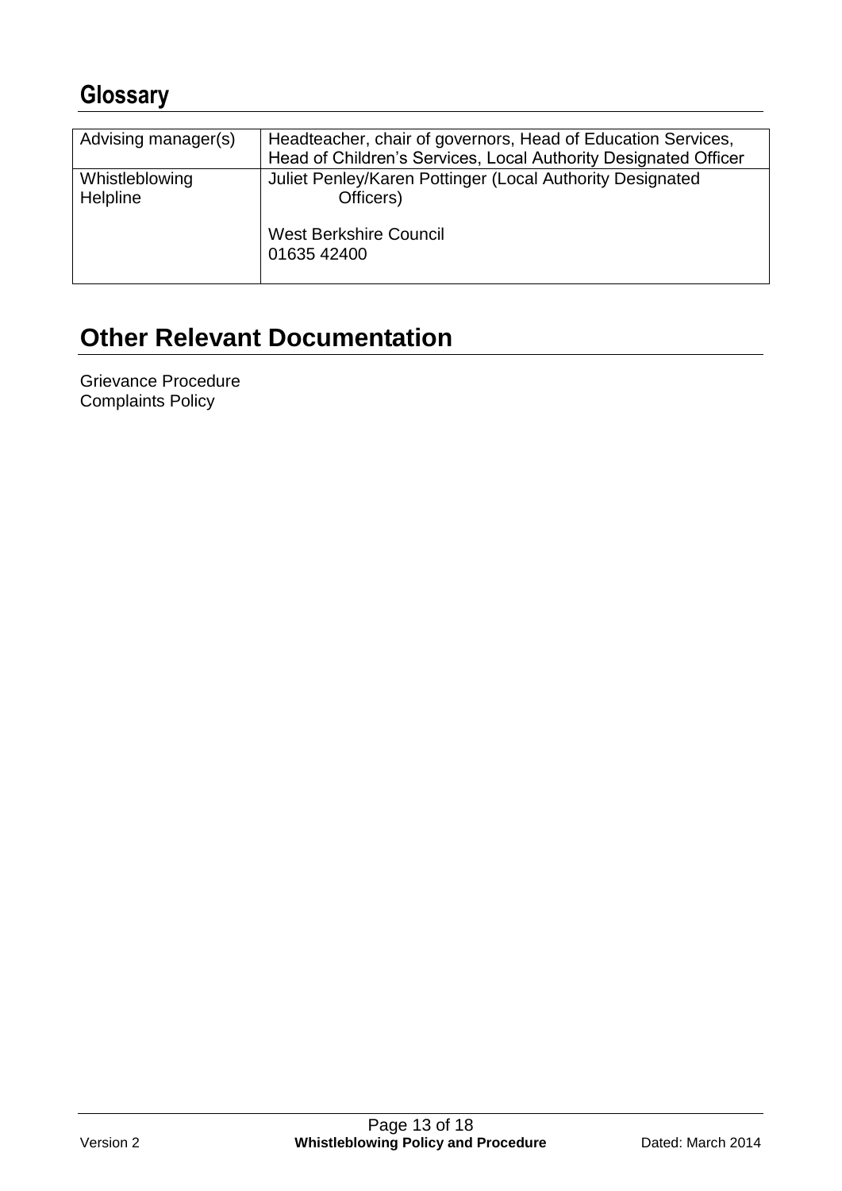## Glossary

| | |
|---|---|
| Advising manager(s) | Headteacher, chair of governors, Head of Education Services, Head of Children's Services, Local Authority Designated Officer |
| Whistleblowing Helpline | Juliet Penley/Karen Pottinger (Local Authority Designated Officers)<br><br>West Berkshire Council<br>01635 42400 |

# Other Relevant Documentation

Grievance Procedure
Complaints Policy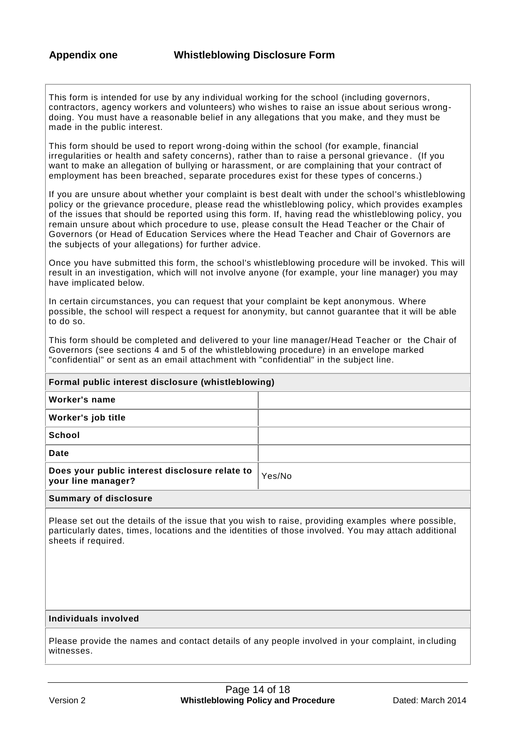## Appendix one Whistleblowing Disclosure Form

This form is intended for use by any individual working for the school (including governors, contractors, agency workers and volunteers) who wishes to raise an issue about serious wrong-doing. You must have a reasonable belief in any allegations that you make, and they must be made in the public interest.

This form should be used to report wrong-doing within the school (for example, financial irregularities or health and safety concerns), rather than to raise a personal grievance. (If you want to make an allegation of bullying or harassment, or are complaining that your contract of employment has been breached, separate procedures exist for these types of concerns.)

If you are unsure about whether your complaint is best dealt with under the school's whistleblowing policy or the grievance procedure, please read the whistleblowing policy, which provides examples of the issues that should be reported using this form. If, having read the whistleblowing policy, you remain unsure about which procedure to use, please consult the Head Teacher or the Chair of Governors (or Head of Education Services where the Head Teacher and Chair of Governors are the subjects of your allegations) for further advice.

Once you have submitted this form, the school's whistleblowing procedure will be invoked. This will result in an investigation, which will not involve anyone (for example, your line manager) you may have implicated below.

In certain circumstances, you can request that your complaint be kept anonymous. Where possible, the school will respect a request for anonymity, but cannot guarantee that it will be able to do so.

This form should be completed and delivered to your line manager/Head Teacher or the Chair of Governors (see sections 4 and 5 of the whistleblowing procedure) in an envelope marked "confidential" or sent as an email attachment with "confidential" in the subject line.

| **Formal public interest disclosure (whistleblowing)** | |
|---|---|
| **Worker's name** | |
| **Worker's job title** | |
| **School** | |
| **Date** | |
| **Does your public interest disclosure relate to your line manager?** | Yes/No |

**Summary of disclosure**

Please set out the details of the issue that you wish to raise, providing examples where possible, particularly dates, times, locations and the identities of those involved. You may attach additional sheets if required.

**Individuals involved**

Please provide the names and contact details of any people involved in your complaint, including witnesses.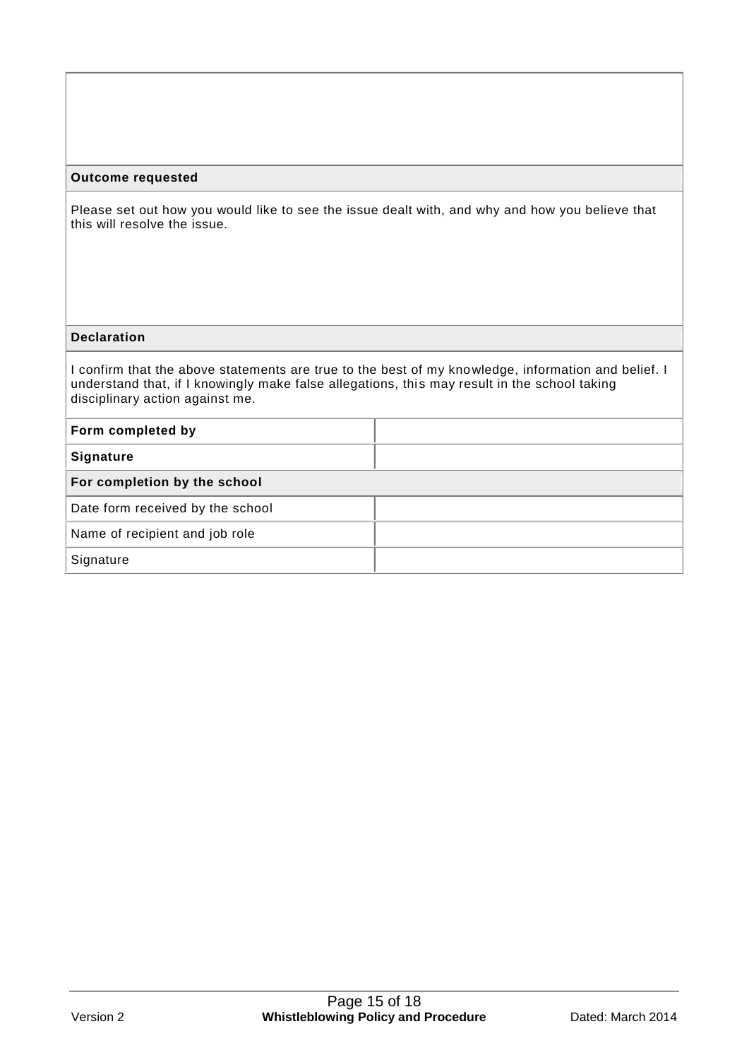| |
|---|
| |
| **Outcome requested** |
| Please set out how you would like to see the issue dealt with, and why and how you believe that this will resolve the issue. |
| **Declaration** |
| I confirm that the above statements are true to the best of my knowledge, information and belief. I understand that, if I knowingly make false allegations, this may result in the school taking disciplinary action against me. |

| | |
|---|---|
| **Form completed by** | |
| **Signature** | |
| **For completion by the school** | |
| Date form received by the school | |
| Name of recipient and job role | |
| Signature | |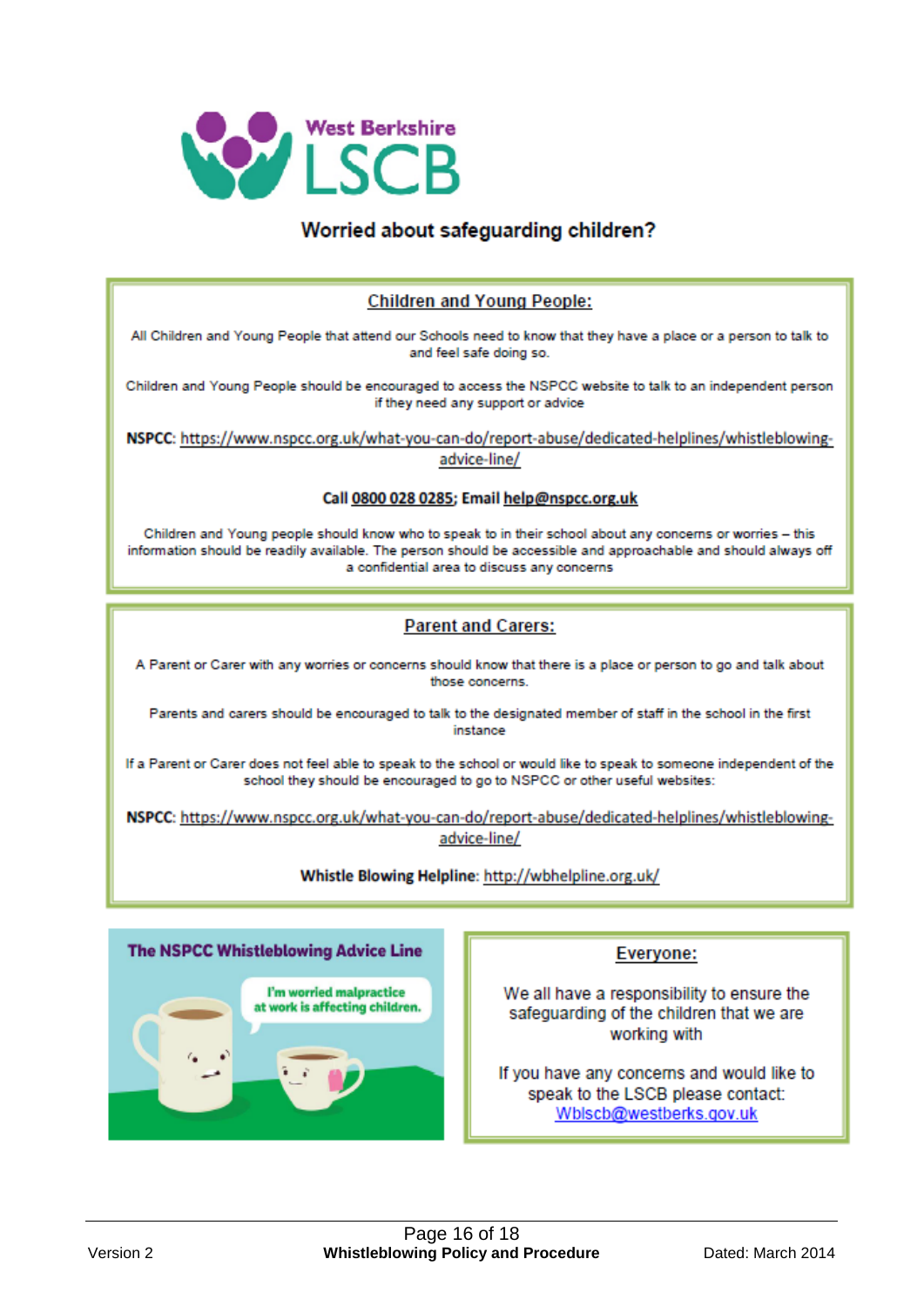West Berkshire LSCB

## Worried about safeguarding children?

### Children and Young People:

All Children and Young People that attend our Schools need to know that they have a place or a person to talk to and feel safe doing so.

Children and Young People should be encouraged to access the NSPCC website to talk to an independent person if they need any support or advice

**NSPCC:** https://www.nspcc.org.uk/what-you-can-do/report-abuse/dedicated-helplines/whistleblowing-advice-line/

**Call 0800 028 0285; Email help@nspcc.org.uk**

Children and Young people should know who to speak to in their school about any concerns or worries – this information should be readily available. The person should be accessible and approachable and should always off a confidential area to discuss any concerns

### Parent and Carers:

A Parent or Carer with any worries or concerns should know that there is a place or person to go and talk about those concerns.

Parents and carers should be encouraged to talk to the designated member of staff in the school in the first instance

If a Parent or Carer does not feel able to speak to the school or would like to speak to someone independent of the school they should be encouraged to go to NSPCC or other useful websites:

**NSPCC:** https://www.nspcc.org.uk/what-you-can-do/report-abuse/dedicated-helplines/whistleblowing-advice-line/

**Whistle Blowing Helpline:** http://wbhelpline.org.uk/

**The NSPCC Whistleblowing Advice Line**

I'm worried malpractice at work is affecting children.

### Everyone:

We all have a responsibility to ensure the safeguarding of the children that we are working with

If you have any concerns and would like to speak to the LSCB please contact: Wblscb@westberks.gov.uk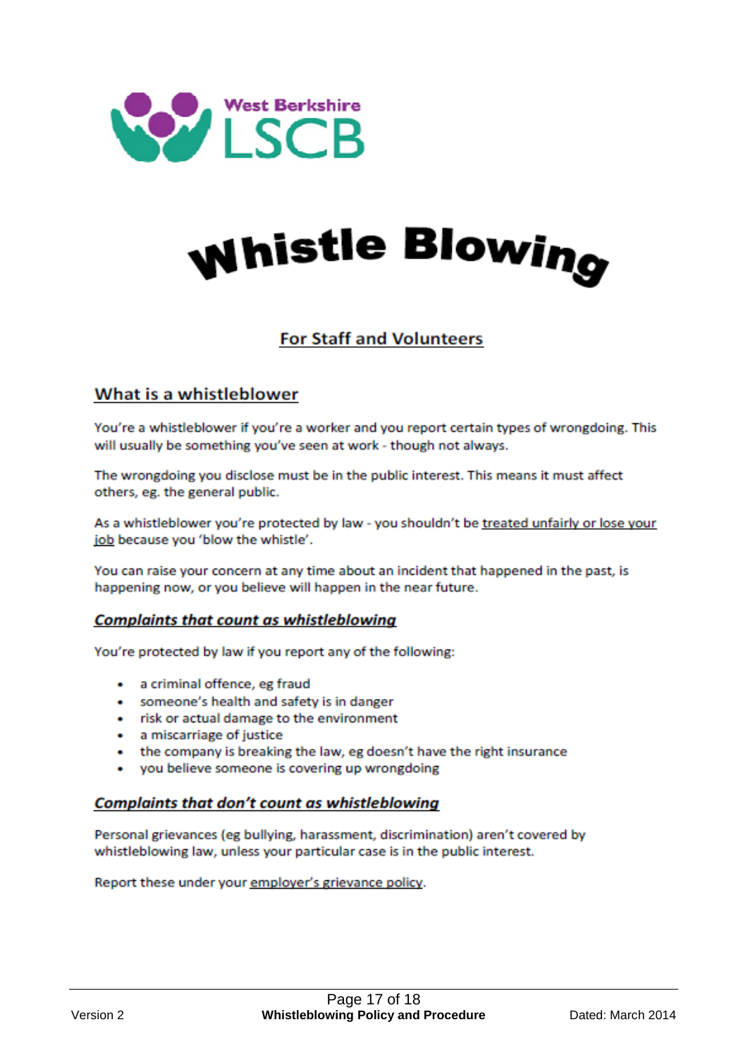West Berkshire LSCB

# Whistle Blowing

## For Staff and Volunteers

## What is a whistleblower

You're a whistleblower if you're a worker and you report certain types of wrongdoing. This will usually be something you've seen at work - though not always.

The wrongdoing you disclose must be in the public interest. This means it must affect others, eg. the general public.

As a whistleblower you're protected by law - you shouldn't be treated unfairly or lose your job because you 'blow the whistle'.

You can raise your concern at any time about an incident that happened in the past, is happening now, or you believe will happen in the near future.

### *Complaints that count as whistleblowing*

You're protected by law if you report any of the following:

- a criminal offence, eg fraud
- someone's health and safety is in danger
- risk or actual damage to the environment
- a miscarriage of justice
- the company is breaking the law, eg doesn't have the right insurance
- you believe someone is covering up wrongdoing

### *Complaints that don't count as whistleblowing*

Personal grievances (eg bullying, harassment, discrimination) aren't covered by whistleblowing law, unless your particular case is in the public interest.

Report these under your employer's grievance policy.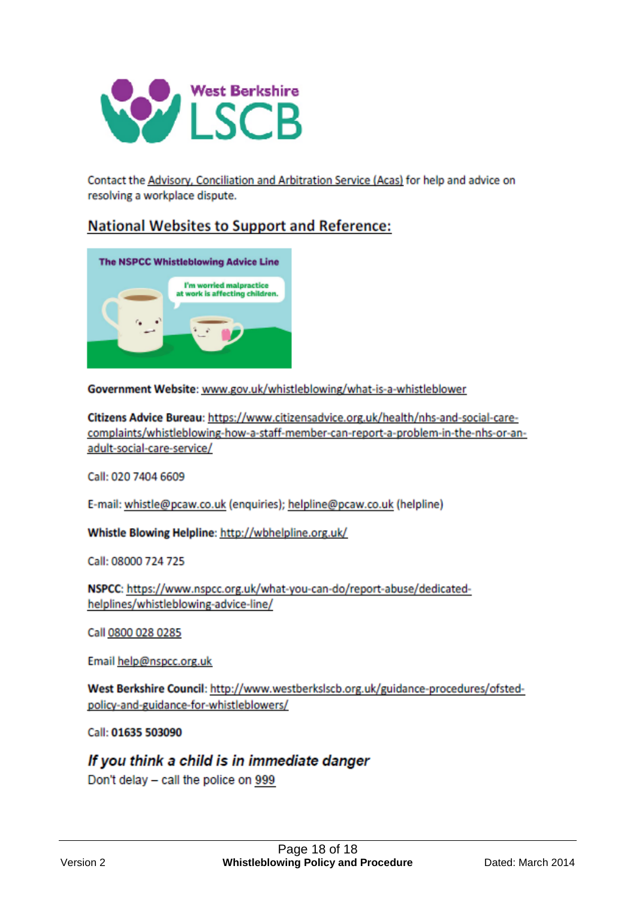Contact the Advisory, Conciliation and Arbitration Service (Acas) for help and advice on resolving a workplace dispute.

## National Websites to Support and Reference:

**Government Website**: www.gov.uk/whistleblowing/what-is-a-whistleblower

**Citizens Advice Bureau**: https://www.citizensadvice.org.uk/health/nhs-and-social-care-complaints/whistleblowing-how-a-staff-member-can-report-a-problem-in-the-nhs-or-an-adult-social-care-service/

Call: 020 7404 6609

E-mail: whistle@pcaw.co.uk (enquiries); helpline@pcaw.co.uk (helpline)

**Whistle Blowing Helpline**: http://wbhelpline.org.uk/

Call: 08000 724 725

**NSPCC**: https://www.nspcc.org.uk/what-you-can-do/report-abuse/dedicated-helplines/whistleblowing-advice-line/

Call 0800 028 0285

Email help@nspcc.org.uk

**West Berkshire Council**: http://www.westberkslscb.org.uk/guidance-procedures/ofsted-policy-and-guidance-for-whistleblowers/

Call: **01635 503090**

### *If you think a child is in immediate danger*

Don't delay – call the police on 999